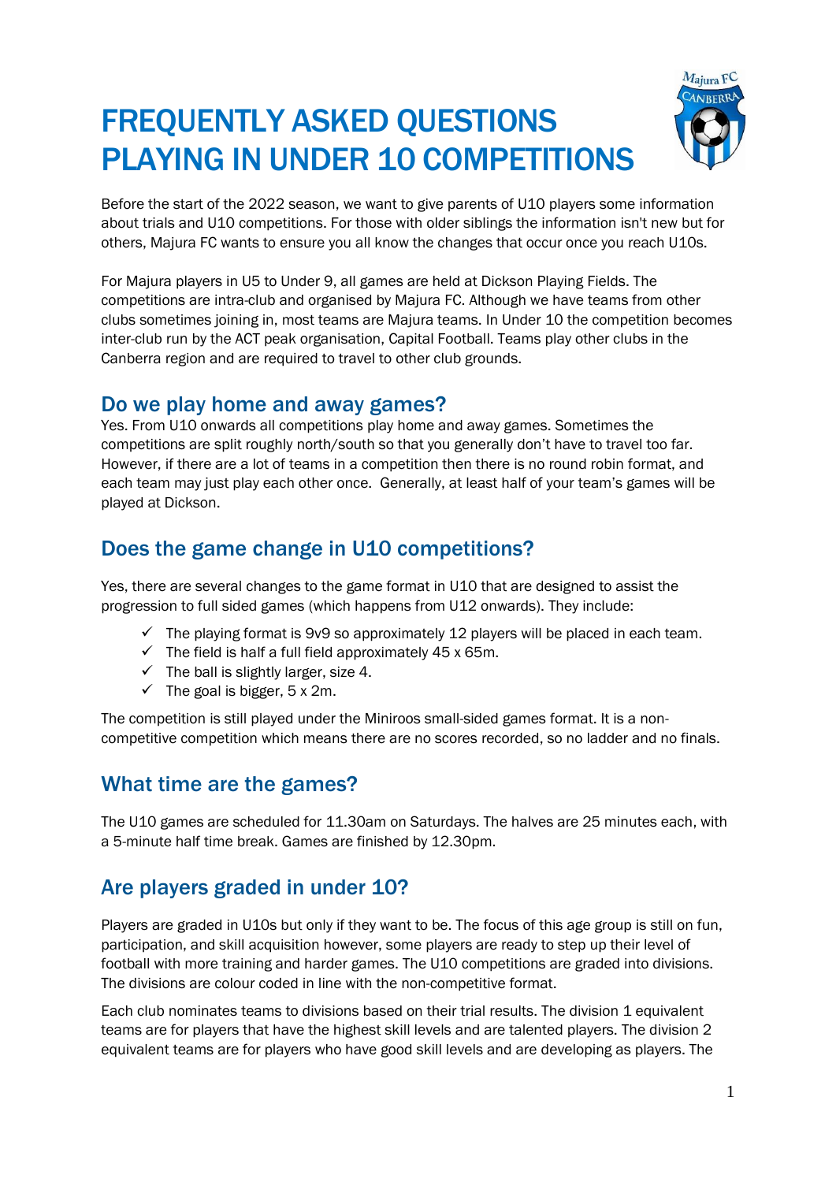# FREQUENTLY ASKED QUESTIONS PLAYING IN UNDER 10 COMPETITIONS

Before the start of the 2022 season, we want to give parents of U10 players some information about trials and U10 competitions. For those with older siblings the information isn't new but for others, Majura FC wants to ensure you all know the changes that occur once you reach U10s.

For Majura players in U5 to Under 9, all games are held at Dickson Playing Fields. The competitions are intra-club and organised by Majura FC. Although we have teams from other clubs sometimes joining in, most teams are Majura teams. In Under 10 the competition becomes inter-club run by the ACT peak organisation, Capital Football. Teams play other clubs in the Canberra region and are required to travel to other club grounds.

## Do we play home and away games?

Yes. From U10 onwards all competitions play home and away games. Sometimes the competitions are split roughly north/south so that you generally don't have to travel too far. However, if there are a lot of teams in a competition then there is no round robin format, and each team may just play each other once. Generally, at least half of your team's games will be played at Dickson.

## Does the game change in U10 competitions?

Yes, there are several changes to the game format in U10 that are designed to assist the progression to full sided games (which happens from U12 onwards). They include:

- ✓ The playing format is 9v9 so approximately 12 players will be placed in each team.
- ✓ The field is half a full field approximately 45 x 65m.
- ✓ The ball is slightly larger, size 4.
- ✓ The goal is bigger, 5 x 2m.

The competition is still played under the Miniroos small-sided games format. It is a non-competitive competition which means there are no scores recorded, so no ladder and no finals.

## What time are the games?

The U10 games are scheduled for 11.30am on Saturdays. The halves are 25 minutes each, with a 5-minute half time break. Games are finished by 12.30pm.

## Are players graded in under 10?

Players are graded in U10s but only if they want to be. The focus of this age group is still on fun, participation, and skill acquisition however, some players are ready to step up their level of football with more training and harder games. The U10 competitions are graded into divisions. The divisions are colour coded in line with the non-competitive format.

Each club nominates teams to divisions based on their trial results. The division 1 equivalent teams are for players that have the highest skill levels and are talented players. The division 2 equivalent teams are for players who have good skill levels and are developing as players. The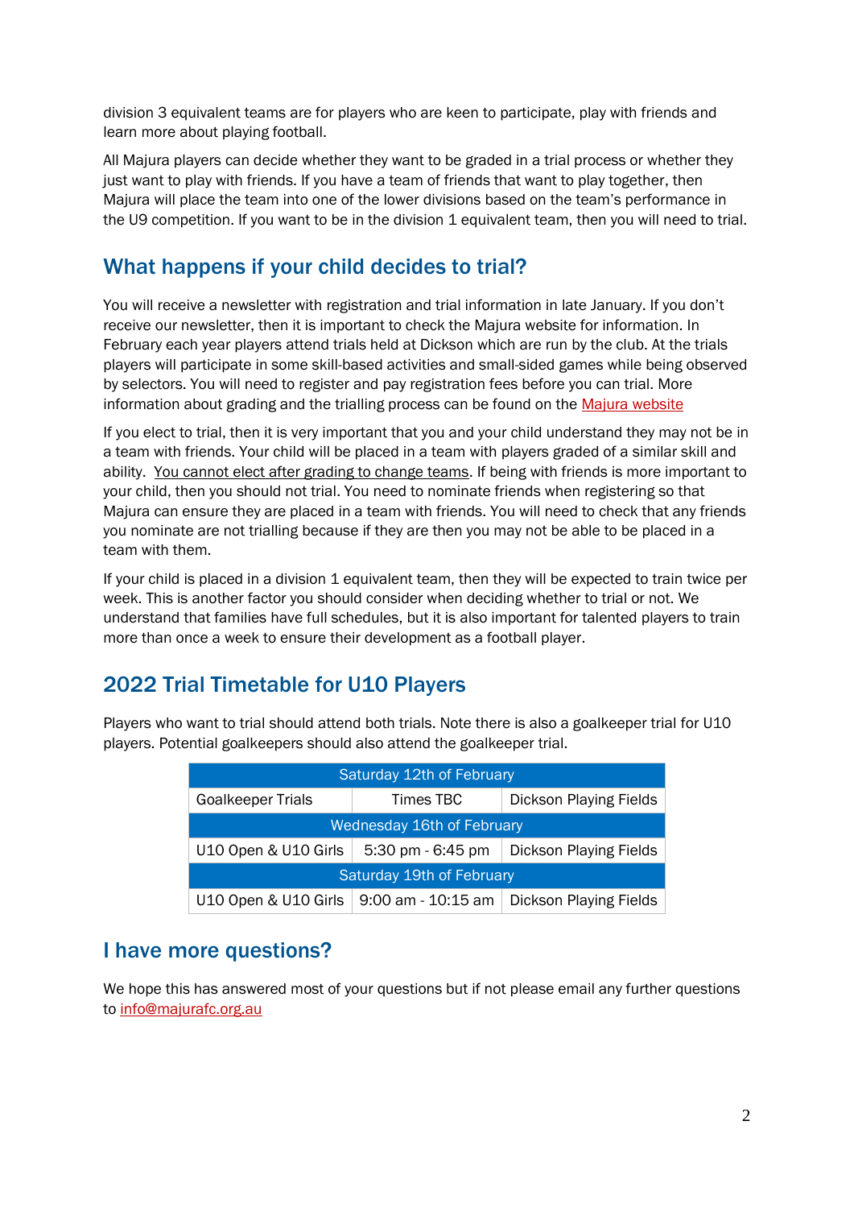division 3 equivalent teams are for players who are keen to participate, play with friends and learn more about playing football.

All Majura players can decide whether they want to be graded in a trial process or whether they just want to play with friends. If you have a team of friends that want to play together, then Majura will place the team into one of the lower divisions based on the team's performance in the U9 competition. If you want to be in the division 1 equivalent team, then you will need to trial.

## What happens if your child decides to trial?

You will receive a newsletter with registration and trial information in late January. If you don't receive our newsletter, then it is important to check the Majura website for information. In February each year players attend trials held at Dickson which are run by the club. At the trials players will participate in some skill-based activities and small-sided games while being observed by selectors. You will need to register and pay registration fees before you can trial. More information about grading and the trialling process can be found on the Majura website

If you elect to trial, then it is very important that you and your child understand they may not be in a team with friends. Your child will be placed in a team with players graded of a similar skill and ability. You cannot elect after grading to change teams. If being with friends is more important to your child, then you should not trial. You need to nominate friends when registering so that Majura can ensure they are placed in a team with friends. You will need to check that any friends you nominate are not trialling because if they are then you may not be able to be placed in a team with them.

If your child is placed in a division 1 equivalent team, then they will be expected to train twice per week. This is another factor you should consider when deciding whether to trial or not. We understand that families have full schedules, but it is also important for talented players to train more than once a week to ensure their development as a football player.

## 2022 Trial Timetable for U10 Players

Players who want to trial should attend both trials. Note there is also a goalkeeper trial for U10 players. Potential goalkeepers should also attend the goalkeeper trial.

| Saturday 12th of February | | |
|---|---|---|
| Goalkeeper Trials | Times TBC | Dickson Playing Fields |
| Wednesday 16th of February | | |
| U10 Open & U10 Girls | 5:30 pm - 6:45 pm | Dickson Playing Fields |
| Saturday 19th of February | | |
| U10 Open & U10 Girls | 9:00 am - 10:15 am | Dickson Playing Fields |

## I have more questions?

We hope this has answered most of your questions but if not please email any further questions to info@majurafc.org.au